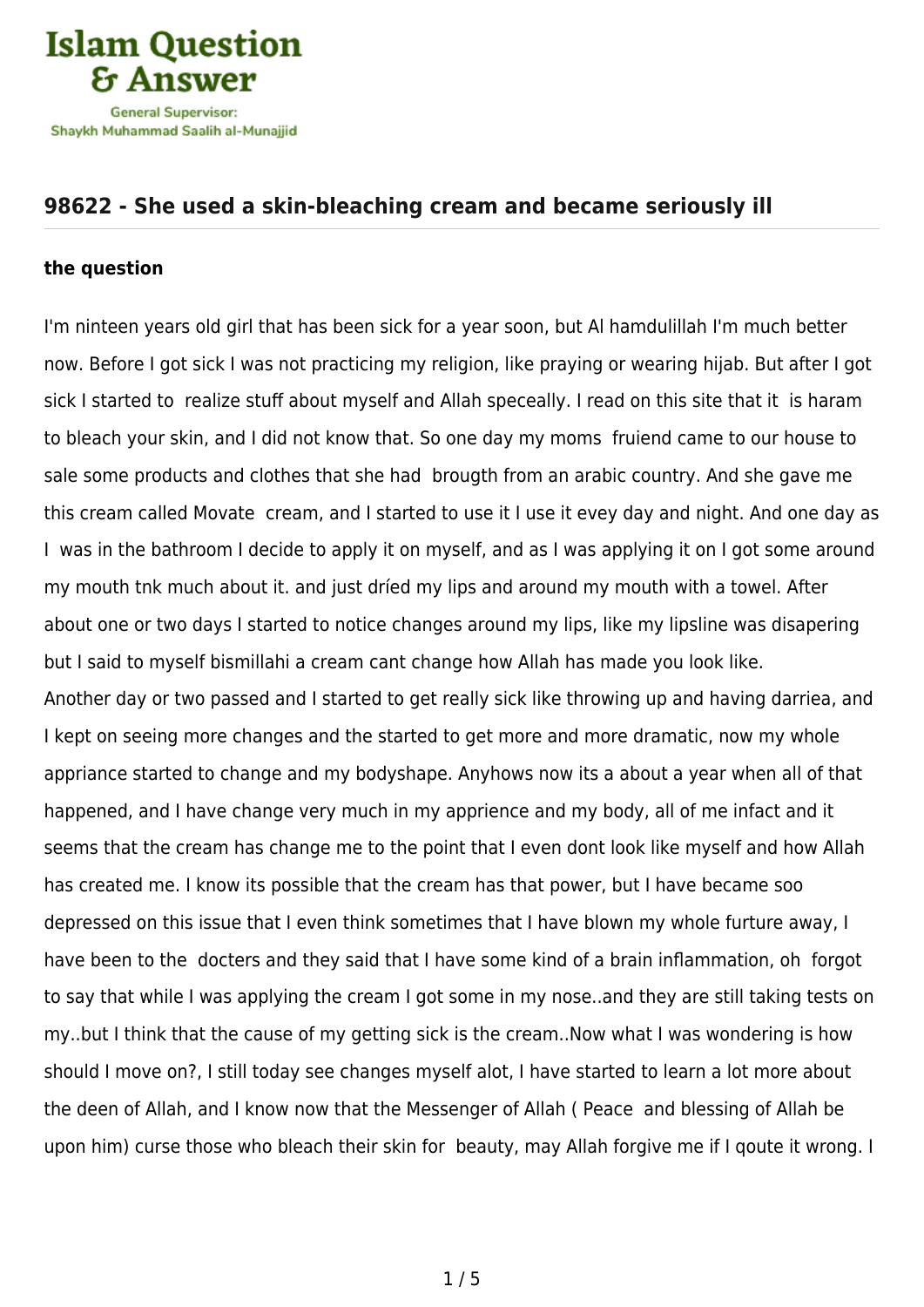## 98622 - She used a skin-bleaching cream and became seriously ill

### the question

I'm ninteen years old girl that has been sick for a year soon, but Al hamdulillah I'm much better now. Before I got sick I was not practicing my religion, like praying or wearing hijab. But after I got sick I started to realize stuff about myself and Allah speceally. I read on this site that it is haram to bleach your skin, and I did not know that. So one day my moms fruiend came to our house to sale some products and clothes that she had brougth from an arabic country. And she gave me this cream called Movate cream, and I started to use it I use it evey day and night. And one day as I was in the bathroom I decide to apply it on myself, and as I was applying it on I got some around my mouth tnk much about it. and just dríed my lips and around my mouth with a towel. After about one or two days I started to notice changes around my lips, like my lipsline was disapering but I said to myself bismillahi a cream cant change how Allah has made you look like.
Another day or two passed and I started to get really sick like throwing up and having darriea, and I kept on seeing more changes and the started to get more and more dramatic, now my whole appriance started to change and my bodyshape. Anyhows now its a about a year when all of that happened, and I have change very much in my apprience and my body, all of me infact and it seems that the cream has change me to the point that I even dont look like myself and how Allah has created me. I know its possible that the cream has that power, but I have became soo depressed on this issue that I even think sometimes that I have blown my whole furture away, I have been to the docters and they said that I have some kind of a brain inflammation, oh forgot to say that while I was applying the cream I got some in my nose..and they are still taking tests on my..but I think that the cause of my getting sick is the cream..Now what I was wondering is how should I move on?, I still today see changes myself alot, I have started to learn a lot more about the deen of Allah, and I know now that the Messenger of Allah ( Peace and blessing of Allah be upon him) curse those who bleach their skin for beauty, may Allah forgive me if I qoute it wrong. I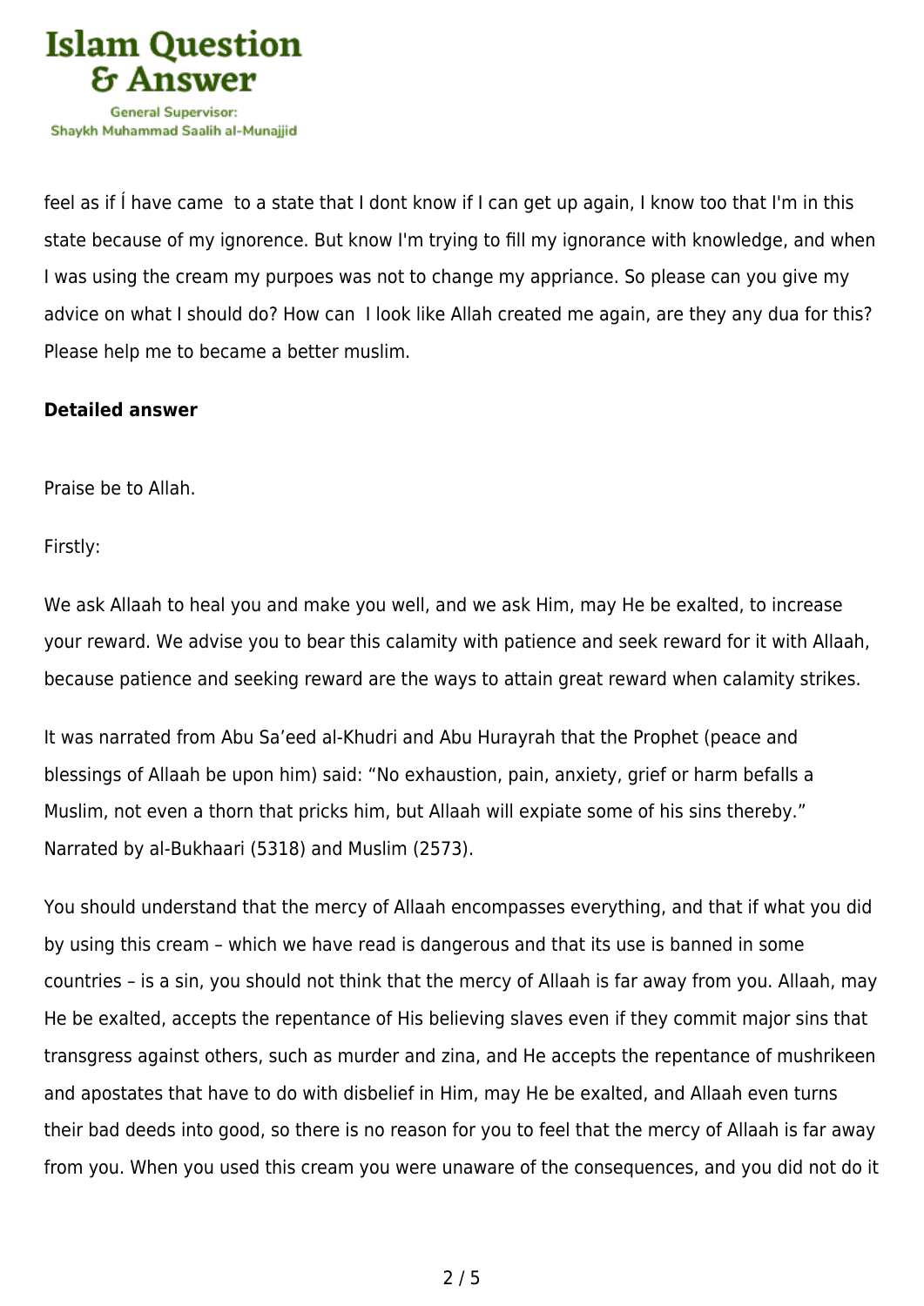feel as if Í have came  to a state that I dont know if I can get up again, I know too that I'm in this state because of my ignorence. But know I'm trying to fill my ignorance with knowledge, and when I was using the cream my purpoes was not to change my appriance. So please can you give my advice on what I should do? How can  I look like Allah created me again, are they any dua for this? Please help me to became a better muslim.

**Detailed answer**

Praise be to Allah.

Firstly:

We ask Allaah to heal you and make you well, and we ask Him, may He be exalted, to increase your reward. We advise you to bear this calamity with patience and seek reward for it with Allaah, because patience and seeking reward are the ways to attain great reward when calamity strikes.

It was narrated from Abu Sa'eed al-Khudri and Abu Hurayrah that the Prophet (peace and blessings of Allaah be upon him) said: "No exhaustion, pain, anxiety, grief or harm befalls a Muslim, not even a thorn that pricks him, but Allaah will expiate some of his sins thereby." Narrated by al-Bukhaari (5318) and Muslim (2573).

You should understand that the mercy of Allaah encompasses everything, and that if what you did by using this cream – which we have read is dangerous and that its use is banned in some countries – is a sin, you should not think that the mercy of Allaah is far away from you. Allaah, may He be exalted, accepts the repentance of His believing slaves even if they commit major sins that transgress against others, such as murder and zina, and He accepts the repentance of mushrikeen and apostates that have to do with disbelief in Him, may He be exalted, and Allaah even turns their bad deeds into good, so there is no reason for you to feel that the mercy of Allaah is far away from you. When you used this cream you were unaware of the consequences, and you did not do it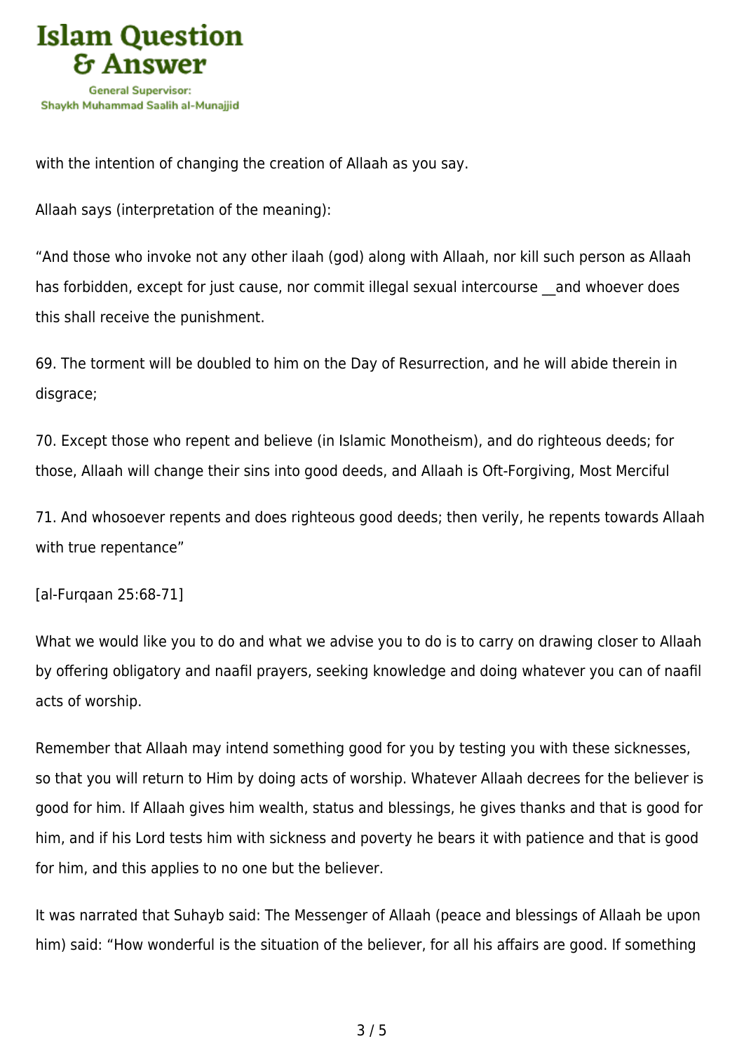with the intention of changing the creation of Allaah as you say.

Allaah says (interpretation of the meaning):

"And those who invoke not any other ilaah (god) along with Allaah, nor kill such person as Allaah has forbidden, except for just cause, nor commit illegal sexual intercourse __and whoever does this shall receive the punishment.

69. The torment will be doubled to him on the Day of Resurrection, and he will abide therein in disgrace;

70. Except those who repent and believe (in Islamic Monotheism), and do righteous deeds; for those, Allaah will change their sins into good deeds, and Allaah is Oft-Forgiving, Most Merciful

71. And whosoever repents and does righteous good deeds; then verily, he repents towards Allaah with true repentance"

[al-Furqaan 25:68-71]

What we would like you to do and what we advise you to do is to carry on drawing closer to Allaah by offering obligatory and naafil prayers, seeking knowledge and doing whatever you can of naafil acts of worship.

Remember that Allaah may intend something good for you by testing you with these sicknesses, so that you will return to Him by doing acts of worship. Whatever Allaah decrees for the believer is good for him. If Allaah gives him wealth, status and blessings, he gives thanks and that is good for him, and if his Lord tests him with sickness and poverty he bears it with patience and that is good for him, and this applies to no one but the believer.

It was narrated that Suhayb said: The Messenger of Allaah (peace and blessings of Allaah be upon him) said: "How wonderful is the situation of the believer, for all his affairs are good. If something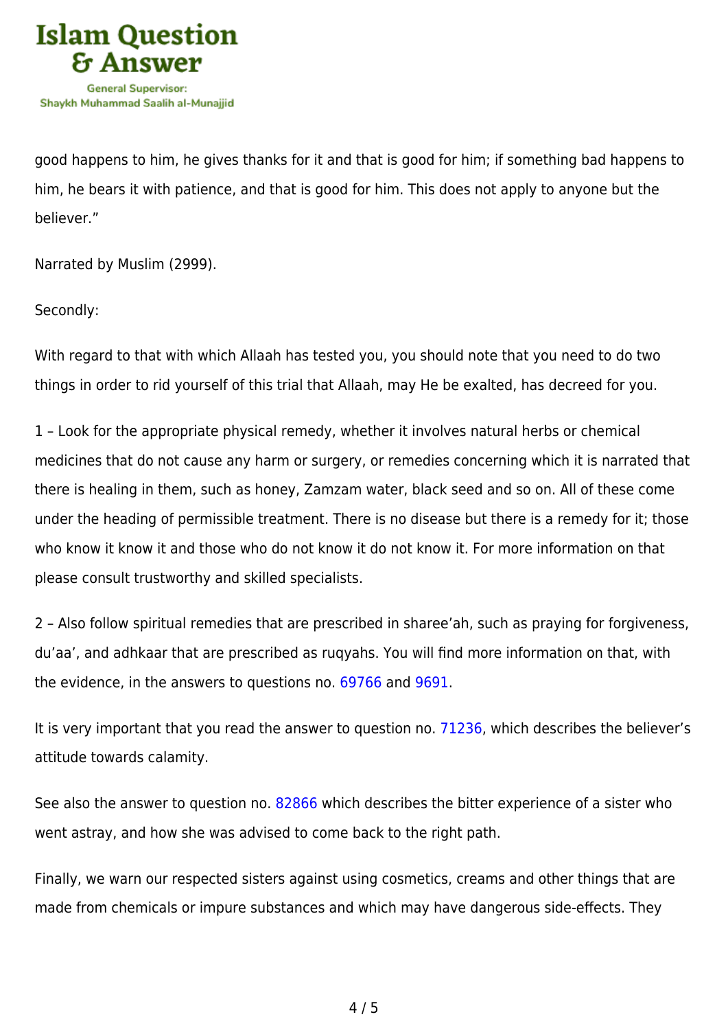good happens to him, he gives thanks for it and that is good for him; if something bad happens to him, he bears it with patience, and that is good for him. This does not apply to anyone but the believer."

Narrated by Muslim (2999).

Secondly:

With regard to that with which Allaah has tested you, you should note that you need to do two things in order to rid yourself of this trial that Allaah, may He be exalted, has decreed for you.

1 – Look for the appropriate physical remedy, whether it involves natural herbs or chemical medicines that do not cause any harm or surgery, or remedies concerning which it is narrated that there is healing in them, such as honey, Zamzam water, black seed and so on. All of these come under the heading of permissible treatment. There is no disease but there is a remedy for it; those who know it know it and those who do not know it do not know it. For more information on that please consult trustworthy and skilled specialists.

2 – Also follow spiritual remedies that are prescribed in sharee'ah, such as praying for forgiveness, du'aa', and adhkaar that are prescribed as ruqyahs. You will find more information on that, with the evidence, in the answers to questions no. 69766 and 9691.

It is very important that you read the answer to question no. 71236, which describes the believer's attitude towards calamity.

See also the answer to question no. 82866 which describes the bitter experience of a sister who went astray, and how she was advised to come back to the right path.

Finally, we warn our respected sisters against using cosmetics, creams and other things that are made from chemicals or impure substances and which may have dangerous side-effects. They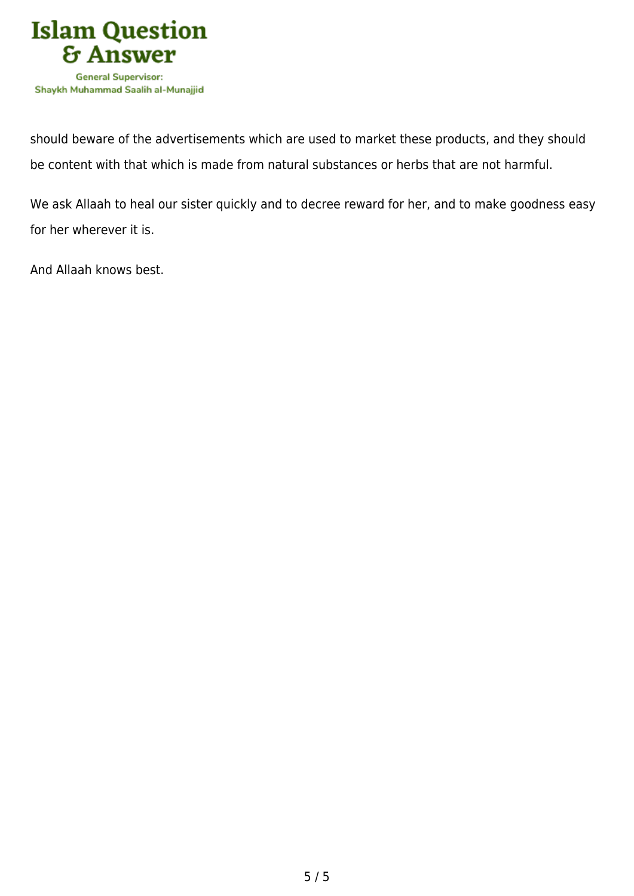should beware of the advertisements which are used to market these products, and they should be content with that which is made from natural substances or herbs that are not harmful.

We ask Allaah to heal our sister quickly and to decree reward for her, and to make goodness easy for her wherever it is.

And Allaah knows best.